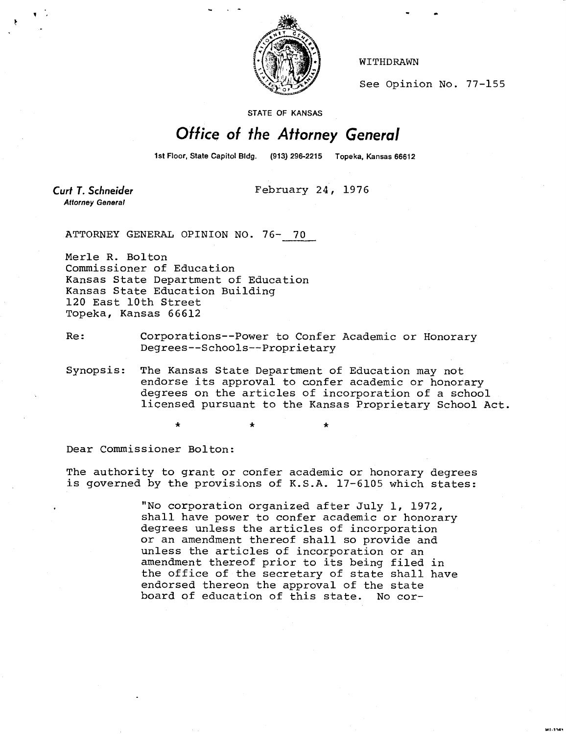WITHDRAWN

See Opinion No. 77-155

STATE OF KANSAS

# Office of the Attorney General

1st Floor, State Capitol Bldg. (913) 296-2215 Topeka, Kansas 66612

**Curt T. Schneider**
*Attorney General*

February 24, 1976

ATTORNEY GENERAL OPINION NO. 76- 70

Merle R. Bolton
Commissioner of Education
Kansas State Department of Education
Kansas State Education Building
120 East 10th Street
Topeka, Kansas 66612

Re: Corporations--Power to Confer Academic or Honorary Degrees--Schools--Proprietary

Synopsis: The Kansas State Department of Education may not endorse its approval to confer academic or honorary degrees on the articles of incorporation of a school licensed pursuant to the Kansas Proprietary School Act.

\* \* \*

Dear Commissioner Bolton:

The authority to grant or confer academic or honorary degrees is governed by the provisions of K.S.A. 17-6105 which states:

> "No corporation organized after July 1, 1972, shall have power to confer academic or honorary degrees unless the articles of incorporation or an amendment thereof shall so provide and unless the articles of incorporation or an amendment thereof prior to its being filed in the office of the secretary of state shall have endorsed thereon the approval of the state board of education of this state. No cor-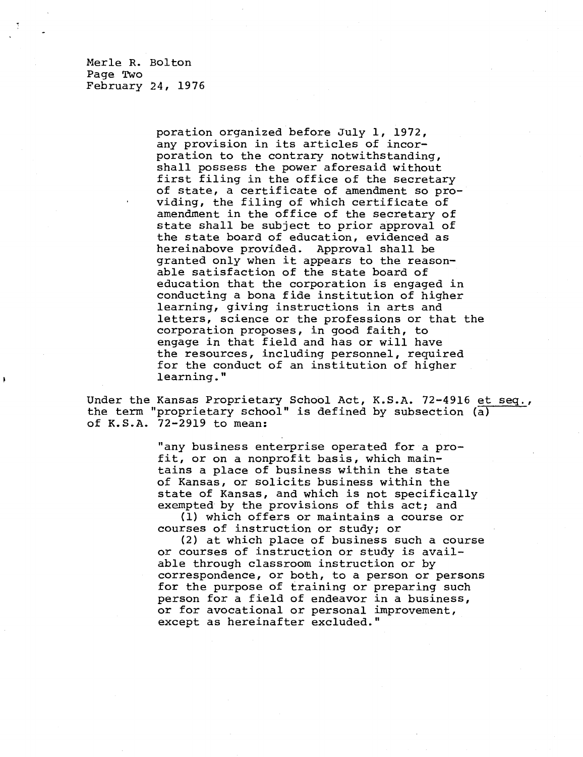poration organized before July 1, 1972, any provision in its articles of incorporation to the contrary notwithstanding, shall possess the power aforesaid without first filing in the office of the secretary of state, a certificate of amendment so providing, the filing of which certificate of amendment in the office of the secretary of state shall be subject to prior approval of the state board of education, evidenced as hereinabove provided. Approval shall be granted only when it appears to the reasonable satisfaction of the state board of education that the corporation is engaged in conducting a bona fide institution of higher learning, giving instructions in arts and letters, science or the professions or that the corporation proposes, in good faith, to engage in that field and has or will have the resources, including personnel, required for the conduct of an institution of higher learning."

Under the Kansas Proprietary School Act, K.S.A. 72-4916 *et seq.*, the term "proprietary school" is defined by subsection (a) of K.S.A. 72-2919 to mean:

> "any business enterprise operated for a profit, or on a nonprofit basis, which maintains a place of business within the state of Kansas, or solicits business within the state of Kansas, and which is not specifically exempted by the provisions of this act; and
>
> (1) which offers or maintains a course or courses of instruction or study; or
>
> (2) at which place of business such a course or courses of instruction or study is available through classroom instruction or by correspondence, or both, to a person or persons for the purpose of training or preparing such person for a field of endeavor in a business, or for avocational or personal improvement, except as hereinafter excluded."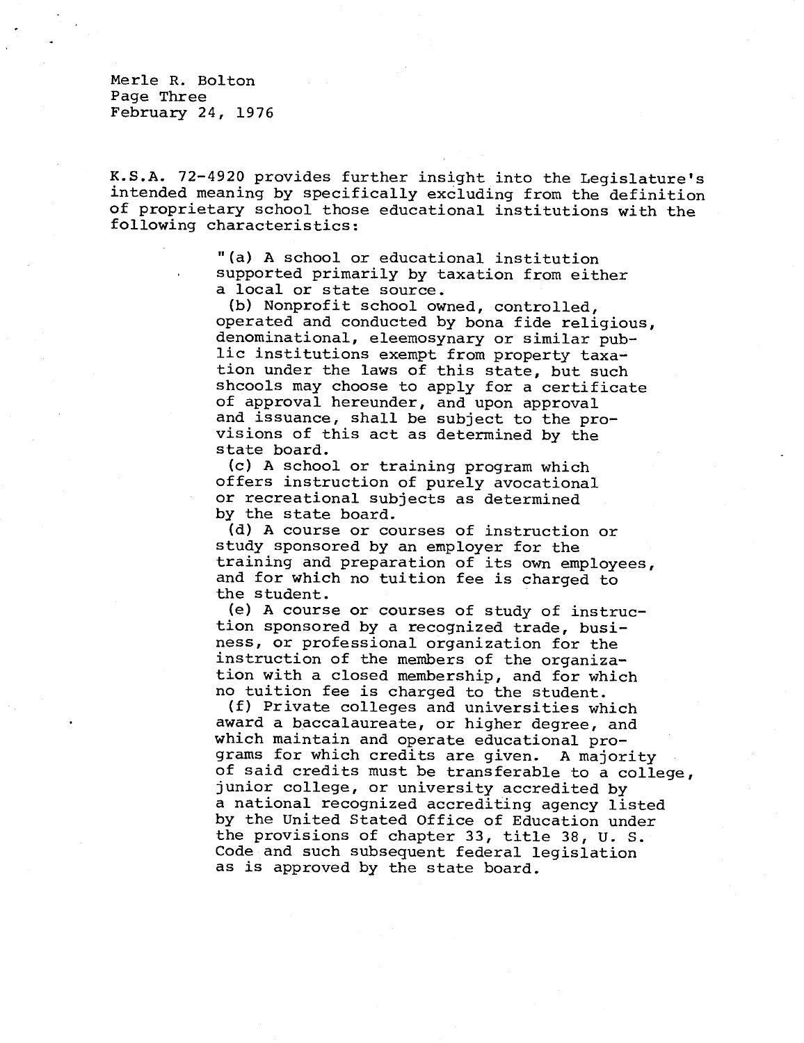K.S.A. 72-4920 provides further insight into the Legislature's intended meaning by specifically excluding from the definition of proprietary school those educational institutions with the following characteristics:

> "(a) A school or educational institution supported primarily by taxation from either a local or state source.
>
> (b) Nonprofit school owned, controlled, operated and conducted by bona fide religious, denominational, eleemosynary or similar public institutions exempt from property taxation under the laws of this state, but such shcools may choose to apply for a certificate of approval hereunder, and upon approval and issuance, shall be subject to the provisions of this act as determined by the state board.
>
> (c) A school or training program which offers instruction of purely avocational or recreational subjects as determined by the state board.
>
> (d) A course or courses of instruction or study sponsored by an employer for the training and preparation of its own employees, and for which no tuition fee is charged to the student.
>
> (e) A course or courses of study of instruction sponsored by a recognized trade, business, or professional organization for the instruction of the members of the organization with a closed membership, and for which no tuition fee is charged to the student.
>
> (f) Private colleges and universities which award a baccalaureate, or higher degree, and which maintain and operate educational programs for which credits are given. A majority of said credits must be transferable to a college, junior college, or university accredited by a national recognized accrediting agency listed by the United Stated Office of Education under the provisions of chapter 33, title 38, U. S. Code and such subsequent federal legislation as is approved by the state board.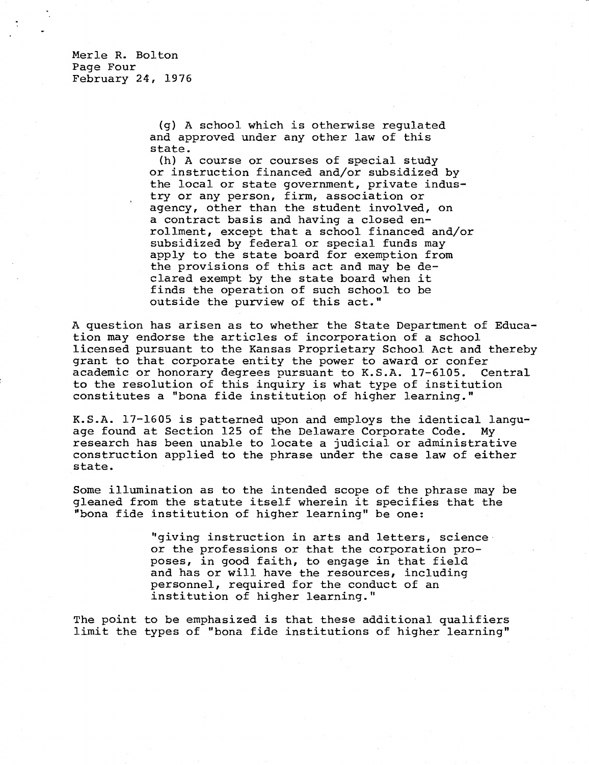(g) A school which is otherwise regulated and approved under any other law of this state.
(h) A course or courses of special study or instruction financed and/or subsidized by the local or state government, private industry or any person, firm, association or agency, other than the student involved, on a contract basis and having a closed enrollment, except that a school financed and/or subsidized by federal or special funds may apply to the state board for exemption from the provisions of this act and may be declared exempt by the state board when it finds the operation of such school to be outside the purview of this act."

A question has arisen as to whether the State Department of Education may endorse the articles of incorporation of a school licensed pursuant to the Kansas Proprietary School Act and thereby grant to that corporate entity the power to award or confer academic or honorary degrees pursuant to K.S.A. 17-6105. Central to the resolution of this inquiry is what type of institution constitutes a "bona fide institution of higher learning."

K.S.A. 17-1605 is patterned upon and employs the identical language found at Section 125 of the Delaware Corporate Code. My research has been unable to locate a judicial or administrative construction applied to the phrase under the case law of either state.

Some illumination as to the intended scope of the phrase may be gleaned from the statute itself wherein it specifies that the "bona fide institution of higher learning" be one:

> "giving instruction in arts and letters, science or the professions or that the corporation proposes, in good faith, to engage in that field and has or will have the resources, including personnel, required for the conduct of an institution of higher learning."

The point to be emphasized is that these additional qualifiers limit the types of "bona fide institutions of higher learning"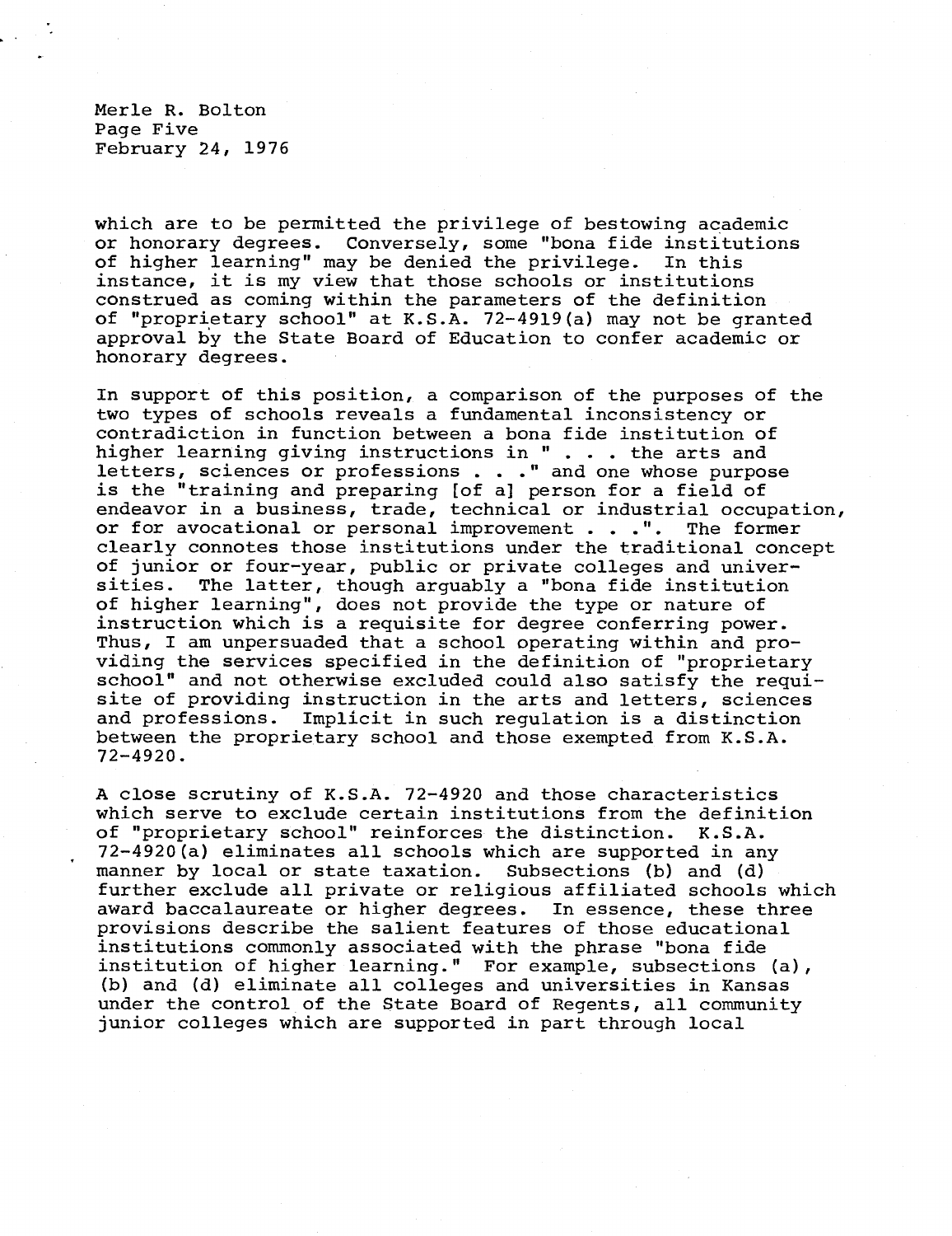which are to be permitted the privilege of bestowing academic or honorary degrees. Conversely, some "bona fide institutions of higher learning" may be denied the privilege. In this instance, it is my view that those schools or institutions construed as coming within the parameters of the definition of "proprietary school" at K.S.A. 72-4919(a) may not be granted approval by the State Board of Education to confer academic or honorary degrees.

In support of this position, a comparison of the purposes of the two types of schools reveals a fundamental inconsistency or contradiction in function between a bona fide institution of higher learning giving instructions in " . . . the arts and letters, sciences or professions . . ." and one whose purpose is the "training and preparing [of a] person for a field of endeavor in a business, trade, technical or industrial occupation, or for avocational or personal improvement . . .". The former clearly connotes those institutions under the traditional concept of junior or four-year, public or private colleges and universities. The latter, though arguably a "bona fide institution of higher learning", does not provide the type or nature of instruction which is a requisite for degree conferring power. Thus, I am unpersuaded that a school operating within and providing the services specified in the definition of "proprietary school" and not otherwise excluded could also satisfy the requisite of providing instruction in the arts and letters, sciences and professions. Implicit in such regulation is a distinction between the proprietary school and those exempted from K.S.A. 72-4920.

A close scrutiny of K.S.A. 72-4920 and those characteristics which serve to exclude certain institutions from the definition of "proprietary school" reinforces the distinction. K.S.A. 72-4920(a) eliminates all schools which are supported in any manner by local or state taxation. Subsections (b) and (d) further exclude all private or religious affiliated schools which award baccalaureate or higher degrees. In essence, these three provisions describe the salient features of those educational institutions commonly associated with the phrase "bona fide institution of higher learning." For example, subsections (a), (b) and (d) eliminate all colleges and universities in Kansas under the control of the State Board of Regents, all community junior colleges which are supported in part through local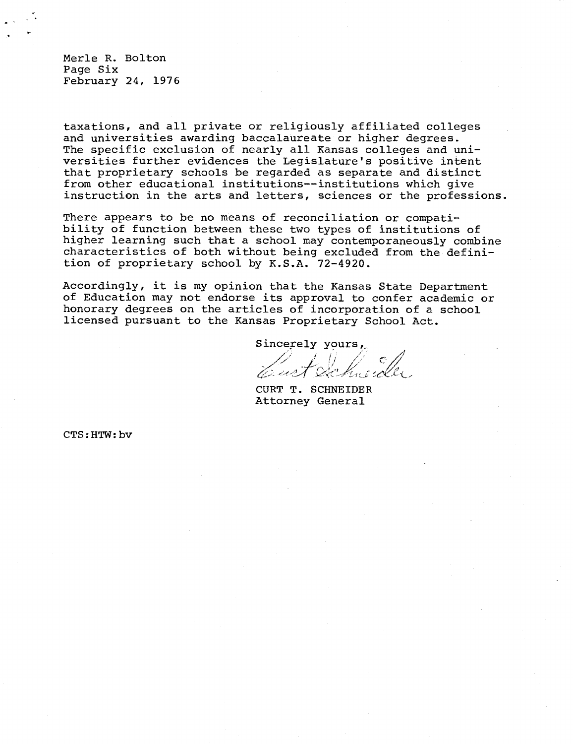Merle R. Bolton
Page Six
February 24, 1976

taxations, and all private or religiously affiliated colleges and universities awarding baccalaureate or higher degrees. The specific exclusion of nearly all Kansas colleges and universities further evidences the Legislature's positive intent that proprietary schools be regarded as separate and distinct from other educational institutions--institutions which give instruction in the arts and letters, sciences or the professions.

There appears to be no means of reconciliation or compatibility of function between these two types of institutions of higher learning such that a school may contemporaneously combine characteristics of both without being excluded from the definition of proprietary school by K.S.A. 72-4920.

Accordingly, it is my opinion that the Kansas State Department of Education may not endorse its approval to confer academic or honorary degrees on the articles of incorporation of a school licensed pursuant to the Kansas Proprietary School Act.

Sincerely yours,

Curt Schneider

CURT T. SCHNEIDER
Attorney General

CTS:HTW:bv